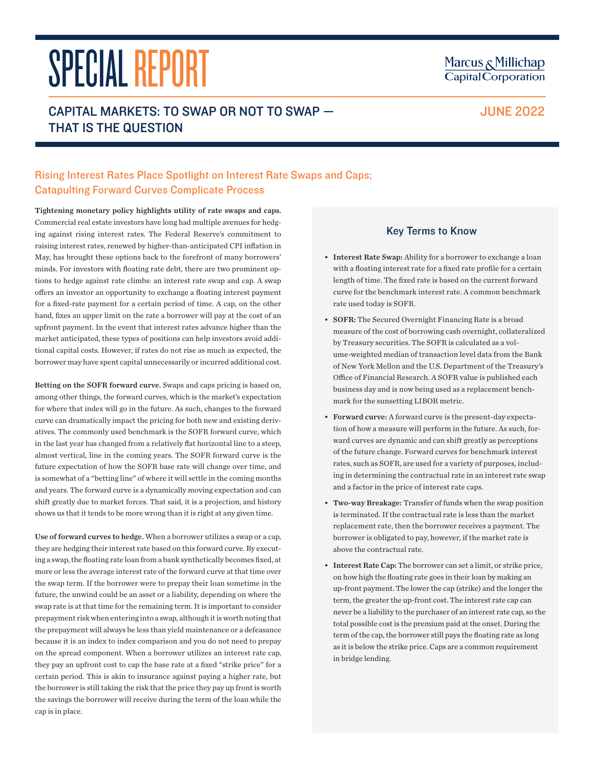# SPECIAL REPORT

Marcus & Millichap Capital Corporation

## CAPITAL MARKETS: TO SWAP OR NOT TO SWAP — THAT IS THE QUESTION

JUNE 2022

### Rising Interest Rates Place Spotlight on Interest Rate Swaps and Caps; Catapulting Forward Curves Complicate Process

**Tightening monetary policy highlights utility of rate swaps and caps.** Commercial real estate investors have long had multiple avenues for hedging against rising interest rates. The Federal Reserve's commitment to raising interest rates, renewed by higher-than-anticipated CPI inflation in May, has brought these options back to the forefront of many borrowers' minds. For investors with floating rate debt, there are two prominent options to hedge against rate climbs: an interest rate swap and cap. A swap offers an investor an opportunity to exchange a floating interest payment for a fixed-rate payment for a certain period of time. A cap, on the other hand, fixes an upper limit on the rate a borrower will pay at the cost of an upfront payment. In the event that interest rates advance higher than the market anticipated, these types of positions can help investors avoid additional capital costs. However, if rates do not rise as much as expected, the borrower may have spent capital unnecessarily or incurred additional cost.

**Betting on the SOFR forward curve.** Swaps and caps pricing is based on, among other things, the forward curves, which is the market's expectation for where that index will go in the future. As such, changes to the forward curve can dramatically impact the pricing for both new and existing derivatives. The commonly used benchmark is the SOFR forward curve, which in the last year has changed from a relatively flat horizontal line to a steep, almost vertical, line in the coming years. The SOFR forward curve is the future expectation of how the SOFR base rate will change over time, and is somewhat of a "betting line" of where it will settle in the coming months and years. The forward curve is a dynamically moving expectation and can shift greatly due to market forces. That said, it is a projection, and history shows us that it tends to be more wrong than it is right at any given time.

**Use of forward curves to hedge.** When a borrower utilizes a swap or a cap, they are hedging their interest rate based on this forward curve. By executing a swap, the floating rate loan from a bank synthetically becomes fixed, at more or less the average interest rate of the forward curve at that time over the swap term. If the borrower were to prepay their loan sometime in the future, the unwind could be an asset or a liability, depending on where the swap rate is at that time for the remaining term. It is important to consider prepayment risk when entering into a swap, although it is worth noting that the prepayment will always be less than yield maintenance or a defeasance because it is an index to index comparison and you do not need to prepay on the spread component. When a borrower utilizes an interest rate cap, they pay an upfront cost to cap the base rate at a fixed "strike price" for a certain period. This is akin to insurance against paying a higher rate, but the borrower is still taking the risk that the price they pay up front is worth the savings the borrower will receive during the term of the loan while the cap is in place.

### Key Terms to Know

- **Interest Rate Swap:** Ability for a borrower to exchange a loan with a floating interest rate for a fixed rate profile for a certain length of time. The fixed rate is based on the current forward curve for the benchmark interest rate. A common benchmark rate used today is SOFR.
- **SOFR:** The Secured Overnight Financing Rate is a broad measure of the cost of borrowing cash overnight, collateralized by Treasury securities. The SOFR is calculated as a volume-weighted median of transaction level data from the Bank of New York Mellon and the U.S. Department of the Treasury's Office of Financial Research. A SOFR value is published each business day and is now being used as a replacement benchmark for the sunsetting LIBOR metric.
- **Forward curve:** A forward curve is the present-day expectation of how a measure will perform in the future. As such, forward curves are dynamic and can shift greatly as perceptions of the future change. Forward curves for benchmark interest rates, such as SOFR, are used for a variety of purposes, including in determining the contractual rate in an interest rate swap and a factor in the price of interest rate caps.
- **Two-way Breakage:** Transfer of funds when the swap position is terminated. If the contractual rate is less than the market replacement rate, then the borrower receives a payment. The borrower is obligated to pay, however, if the market rate is above the contractual rate.
- **Interest Rate Cap:** The borrower can set a limit, or strike price, on how high the floating rate goes in their loan by making an up-front payment. The lower the cap (strike) and the longer the term, the greater the up-front cost. The interest rate cap can never be a liability to the purchaser of an interest rate cap, so the total possible cost is the premium paid at the onset. During the term of the cap, the borrower still pays the floating rate as long as it is below the strike price. Caps are a common requirement in bridge lending.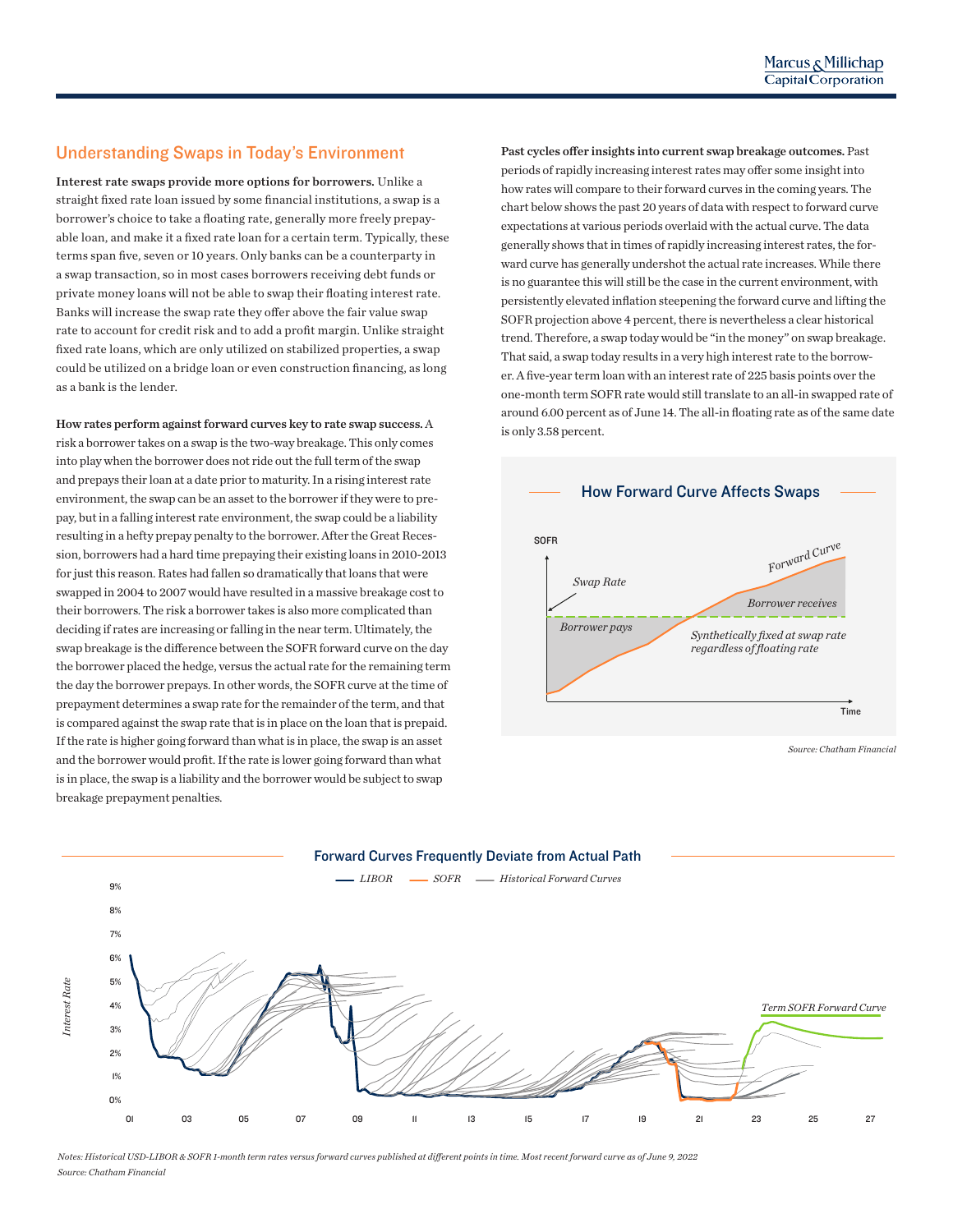## Understanding Swaps in Today's Environment

**Interest rate swaps provide more options for borrowers.** Unlike a straight fixed rate loan issued by some financial institutions, a swap is a borrower's choice to take a floating rate, generally more freely prepayable loan, and make it a fixed rate loan for a certain term. Typically, these terms span five, seven or 10 years. Only banks can be a counterparty in a swap transaction, so in most cases borrowers receiving debt funds or private money loans will not be able to swap their floating interest rate. Banks will increase the swap rate they offer above the fair value swap rate to account for credit risk and to add a profit margin. Unlike straight fixed rate loans, which are only utilized on stabilized properties, a swap could be utilized on a bridge loan or even construction financing, as long as a bank is the lender.

**How rates perform against forward curves key to rate swap success.** A risk a borrower takes on a swap is the two-way breakage. This only comes into play when the borrower does not ride out the full term of the swap and prepays their loan at a date prior to maturity. In a rising interest rate environment, the swap can be an asset to the borrower if they were to prepay, but in a falling interest rate environment, the swap could be a liability resulting in a hefty prepay penalty to the borrower. After the Great Recession, borrowers had a hard time prepaying their existing loans in 2010-2013 for just this reason. Rates had fallen so dramatically that loans that were swapped in 2004 to 2007 would have resulted in a massive breakage cost to their borrowers. The risk a borrower takes is also more complicated than deciding if rates are increasing or falling in the near term. Ultimately, the swap breakage is the difference between the SOFR forward curve on the day the borrower placed the hedge, versus the actual rate for the remaining term the day the borrower prepays. In other words, the SOFR curve at the time of prepayment determines a swap rate for the remainder of the term, and that is compared against the swap rate that is in place on the loan that is prepaid. If the rate is higher going forward than what is in place, the swap is an asset and the borrower would profit. If the rate is lower going forward than what is in place, the swap is a liability and the borrower would be subject to swap breakage prepayment penalties.

**Past cycles offer insights into current swap breakage outcomes.** Past periods of rapidly increasing interest rates may offer some insight into how rates will compare to their forward curves in the coming years. The chart below shows the past 20 years of data with respect to forward curve expectations at various periods overlaid with the actual curve. The data generally shows that in times of rapidly increasing interest rates, the forward curve has generally undershot the actual rate increases. While there is no guarantee this will still be the case in the current environment, with persistently elevated inflation steepening the forward curve and lifting the SOFR projection above 4 percent, there is nevertheless a clear historical trend. Therefore, a swap today would be "in the money" on swap breakage. That said, a swap today results in a very high interest rate to the borrower. A five-year term loan with an interest rate of 225 basis points over the one-month term SOFR rate would still translate to an all-in swapped rate of around 6.00 percent as of June 14. The all-in floating rate as of the same date is only 3.58 percent.

### How Forward Curve Affects Swaps

*Source: Chatham Financial*

### Forward Curves Frequently Deviate from Actual Path

*Notes: Historical USD-LIBOR & SOFR 1-month term rates versus forward curves published at different points in time. Most recent forward curve as of June 9, 2022*

*Source: Chatham Financial*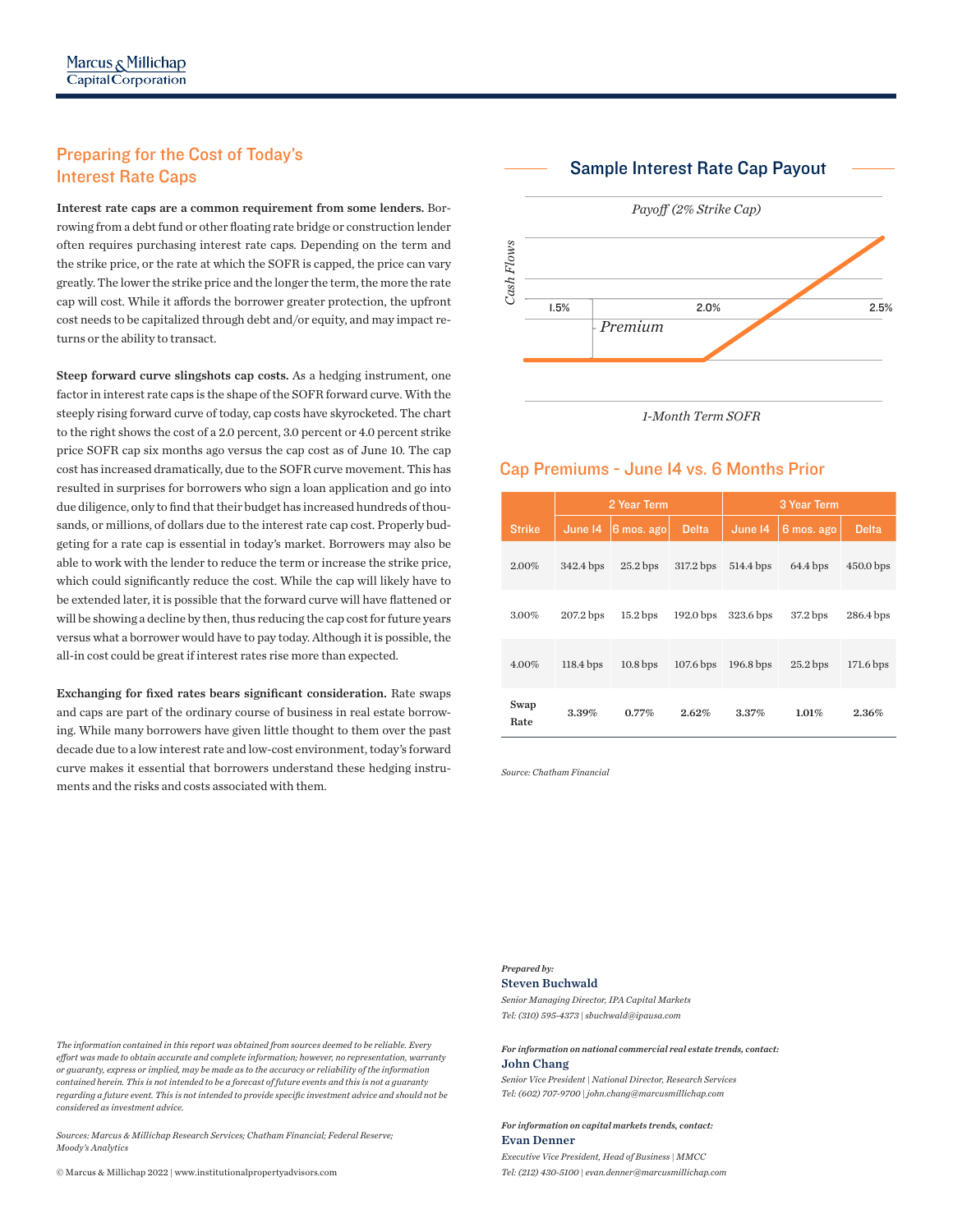Marcus & Millichap
Capital Corporation

## Preparing for the Cost of Today's Interest Rate Caps

**Interest rate caps are a common requirement from some lenders.** Borrowing from a debt fund or other floating rate bridge or construction lender often requires purchasing interest rate caps. Depending on the term and the strike price, or the rate at which the SOFR is capped, the price can vary greatly. The lower the strike price and the longer the term, the more the rate cap will cost. While it affords the borrower greater protection, the upfront cost needs to be capitalized through debt and/or equity, and may impact returns or the ability to transact.

**Steep forward curve slingshots cap costs.** As a hedging instrument, one factor in interest rate caps is the shape of the SOFR forward curve. With the steeply rising forward curve of today, cap costs have skyrocketed. The chart to the right shows the cost of a 2.0 percent, 3.0 percent or 4.0 percent strike price SOFR cap six months ago versus the cap cost as of June 10. The cap cost has increased dramatically, due to the SOFR curve movement. This has resulted in surprises for borrowers who sign a loan application and go into due diligence, only to find that their budget has increased hundreds of thousands, or millions, of dollars due to the interest rate cap cost. Properly budgeting for a rate cap is essential in today's market. Borrowers may also be able to work with the lender to reduce the term or increase the strike price, which could significantly reduce the cost. While the cap will likely have to be extended later, it is possible that the forward curve will have flattened or will be showing a decline by then, thus reducing the cap cost for future years versus what a borrower would have to pay today. Although it is possible, the all-in cost could be great if interest rates rise more than expected.

**Exchanging for fixed rates bears significant consideration.** Rate swaps and caps are part of the ordinary course of business in real estate borrowing. While many borrowers have given little thought to them over the past decade due to a low interest rate and low-cost environment, today's forward curve makes it essential that borrowers understand these hedging instruments and the risks and costs associated with them.

### Sample Interest Rate Cap Payout

*Payoff (2% Strike Cap)*

Cash Flows

1.5%
2.0%
2.5%

Premium

*1-Month Term SOFR*

### Cap Premiums - June 14 vs. 6 Months Prior

| | 2 Year Term | | | 3 Year Term | | |
|---|---|---|---|---|---|---|
| Strike | June 14 | 6 mos. ago | Delta | June 14 | 6 mos. ago | Delta |
| 2.00% | 342.4 bps | 25.2 bps | 317.2 bps | 514.4 bps | 64.4 bps | 450.0 bps |
| 3.00% | 207.2 bps | 15.2 bps | 192.0 bps | 323.6 bps | 37.2 bps | 286.4 bps |
| 4.00% | 118.4 bps | 10.8 bps | 107.6 bps | 196.8 bps | 25.2 bps | 171.6 bps |
| **Swap Rate** | **3.39%** | **0.77%** | **2.62%** | **3.37%** | **1.01%** | **2.36%** |

*Source: Chatham Financial*

*Prepared by:*
**Steven Buchwald**
*Senior Managing Director, IPA Capital Markets*
*Tel: (310) 595-4373 | sbuchwald@ipausa.com*

*For information on national commercial real estate trends, contact:*
**John Chang**
*Senior Vice President | National Director, Research Services*
*Tel: (602) 707-9700 | john.chang@marcusmillichap.com*

*For information on capital markets trends, contact:*
**Evan Denner**
*Executive Vice President, Head of Business | MMCC*
*Tel: (212) 430-5100 | evan.denner@marcusmillichap.com*

*The information contained in this report was obtained from sources deemed to be reliable. Every effort was made to obtain accurate and complete information; however, no representation, warranty or guaranty, express or implied, may be made as to the accuracy or reliability of the information contained herein. This is not intended to be a forecast of future events and this is not a guaranty regarding a future event. This is not intended to provide specific investment advice and should not be considered as investment advice.*

*Sources: Marcus & Millichap Research Services; Chatham Financial; Federal Reserve; Moody's Analytics*

© Marcus & Millichap 2022 | www.institutionalpropertyadvisors.com